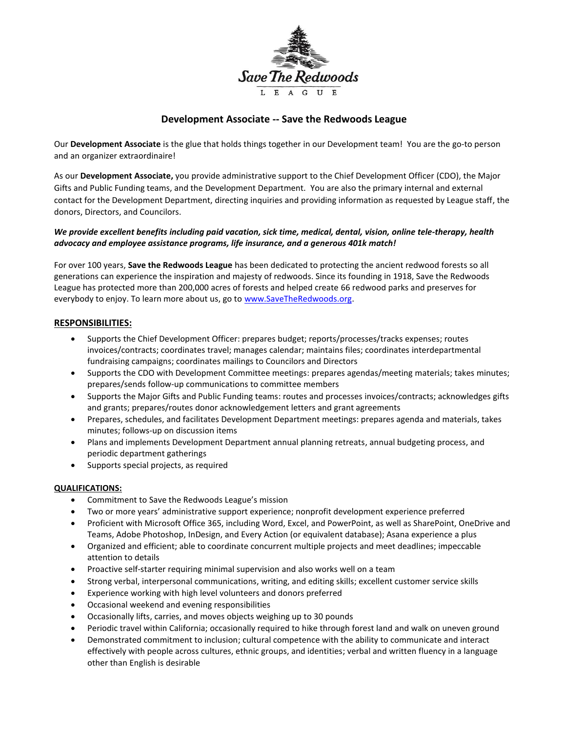# Development Associate -- Save the Redwoods League

Our **Development Associate** is the glue that holds things together in our Development team! You are the go-to person and an organizer extraordinaire!

As our **Development Associate,** you provide administrative support to the Chief Development Officer (CDO), the Major Gifts and Public Funding teams, and the Development Department. You are also the primary internal and external contact for the Development Department, directing inquiries and providing information as requested by League staff, the donors, Directors, and Councilors.

***We provide excellent benefits including paid vacation, sick time, medical, dental, vision, online tele-therapy, health advocacy and employee assistance programs, life insurance, and a generous 401k match!***

For over 100 years, **Save the Redwoods League** has been dedicated to protecting the ancient redwood forests so all generations can experience the inspiration and majesty of redwoods. Since its founding in 1918, Save the Redwoods League has protected more than 200,000 acres of forests and helped create 66 redwood parks and preserves for everybody to enjoy. To learn more about us, go to www.SaveTheRedwoods.org.

## RESPONSIBILITIES:

- Supports the Chief Development Officer: prepares budget; reports/processes/tracks expenses; routes invoices/contracts; coordinates travel; manages calendar; maintains files; coordinates interdepartmental fundraising campaigns; coordinates mailings to Councilors and Directors
- Supports the CDO with Development Committee meetings: prepares agendas/meeting materials; takes minutes; prepares/sends follow-up communications to committee members
- Supports the Major Gifts and Public Funding teams: routes and processes invoices/contracts; acknowledges gifts and grants; prepares/routes donor acknowledgement letters and grant agreements
- Prepares, schedules, and facilitates Development Department meetings: prepares agenda and materials, takes minutes; follows-up on discussion items
- Plans and implements Development Department annual planning retreats, annual budgeting process, and periodic department gatherings
- Supports special projects, as required

## QUALIFICATIONS:

- Commitment to Save the Redwoods League's mission
- Two or more years' administrative support experience; nonprofit development experience preferred
- Proficient with Microsoft Office 365, including Word, Excel, and PowerPoint, as well as SharePoint, OneDrive and Teams, Adobe Photoshop, InDesign, and Every Action (or equivalent database); Asana experience a plus
- Organized and efficient; able to coordinate concurrent multiple projects and meet deadlines; impeccable attention to details
- Proactive self-starter requiring minimal supervision and also works well on a team
- Strong verbal, interpersonal communications, writing, and editing skills; excellent customer service skills
- Experience working with high level volunteers and donors preferred
- Occasional weekend and evening responsibilities
- Occasionally lifts, carries, and moves objects weighing up to 30 pounds
- Periodic travel within California; occasionally required to hike through forest land and walk on uneven ground
- Demonstrated commitment to inclusion; cultural competence with the ability to communicate and interact effectively with people across cultures, ethnic groups, and identities; verbal and written fluency in a language other than English is desirable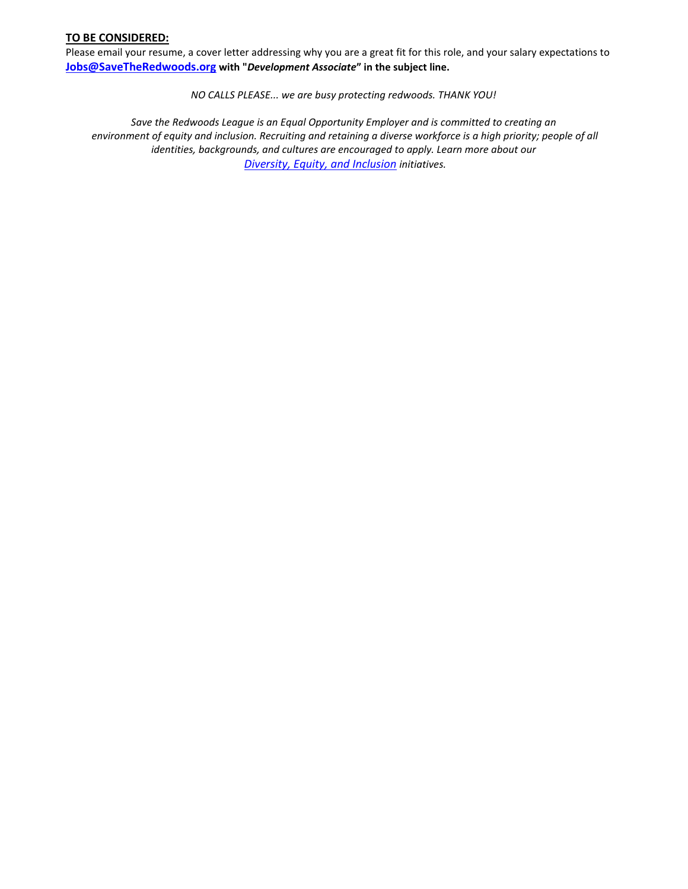**TO BE CONSIDERED:**

Please email your resume, a cover letter addressing why you are a great fit for this role, and your salary expectations to **Jobs@SaveTheRedwoods.org with "*Development Associate*" in the subject line.**

*NO CALLS PLEASE... we are busy protecting redwoods. THANK YOU!*

*Save the Redwoods League is an Equal Opportunity Employer and is committed to creating an environment of equity and inclusion. Recruiting and retaining a diverse workforce is a high priority; people of all identities, backgrounds, and cultures are encouraged to apply. Learn more about our Diversity, Equity, and Inclusion initiatives.*